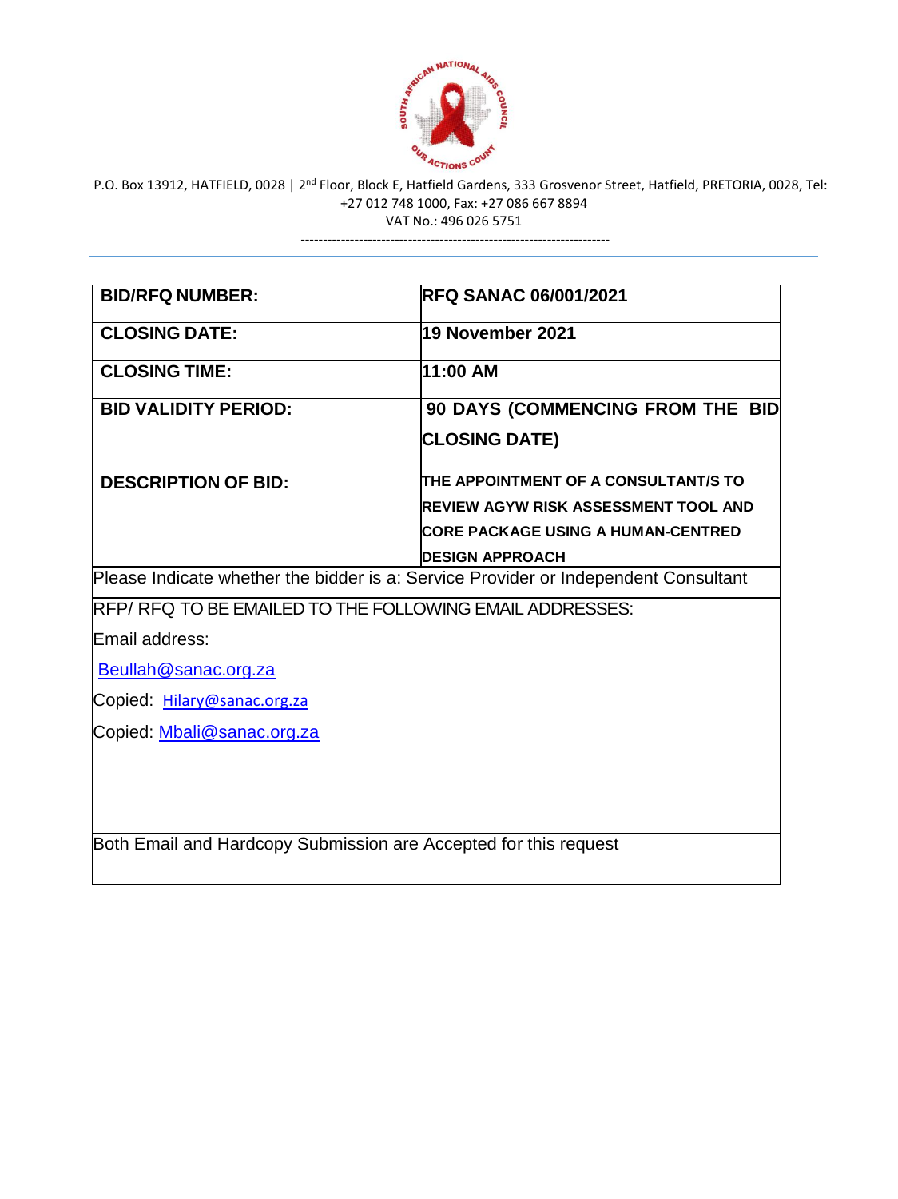P.O. Box 13912, HATFIELD, 0028 | 2nd Floor, Block E, Hatfield Gardens, 333 Grosvenor Street, Hatfield, PRETORIA, 0028, Tel: +27 012 748 1000, Fax: +27 086 667 8894
VAT No.: 496 026 5751

---

| **BID/RFQ NUMBER:** | **RFQ SANAC 06/001/2021** |
|---|---|
| **CLOSING DATE:** | **19 November 2021** |
| **CLOSING TIME:** | **11:00 AM** |
| **BID VALIDITY PERIOD:** | **90 DAYS (COMMENCING FROM THE BID CLOSING DATE)** |
| **DESCRIPTION OF BID:** | **THE APPOINTMENT OF A CONSULTANT/S TO REVIEW AGYW RISK ASSESSMENT TOOL AND CORE PACKAGE USING A HUMAN-CENTRED DESIGN APPROACH** |
| Please Indicate whether the bidder is a: Service Provider or Independent Consultant | |
| RFP/ RFQ TO BE EMAILED TO THE FOLLOWING EMAIL ADDRESSES:<br>Email address:<br>Beullah@sanac.org.za<br>Copied: Hilary@sanac.org.za<br>Copied: Mbali@sanac.org.za | |
| Both Email and Hardcopy Submission are Accepted for this request | |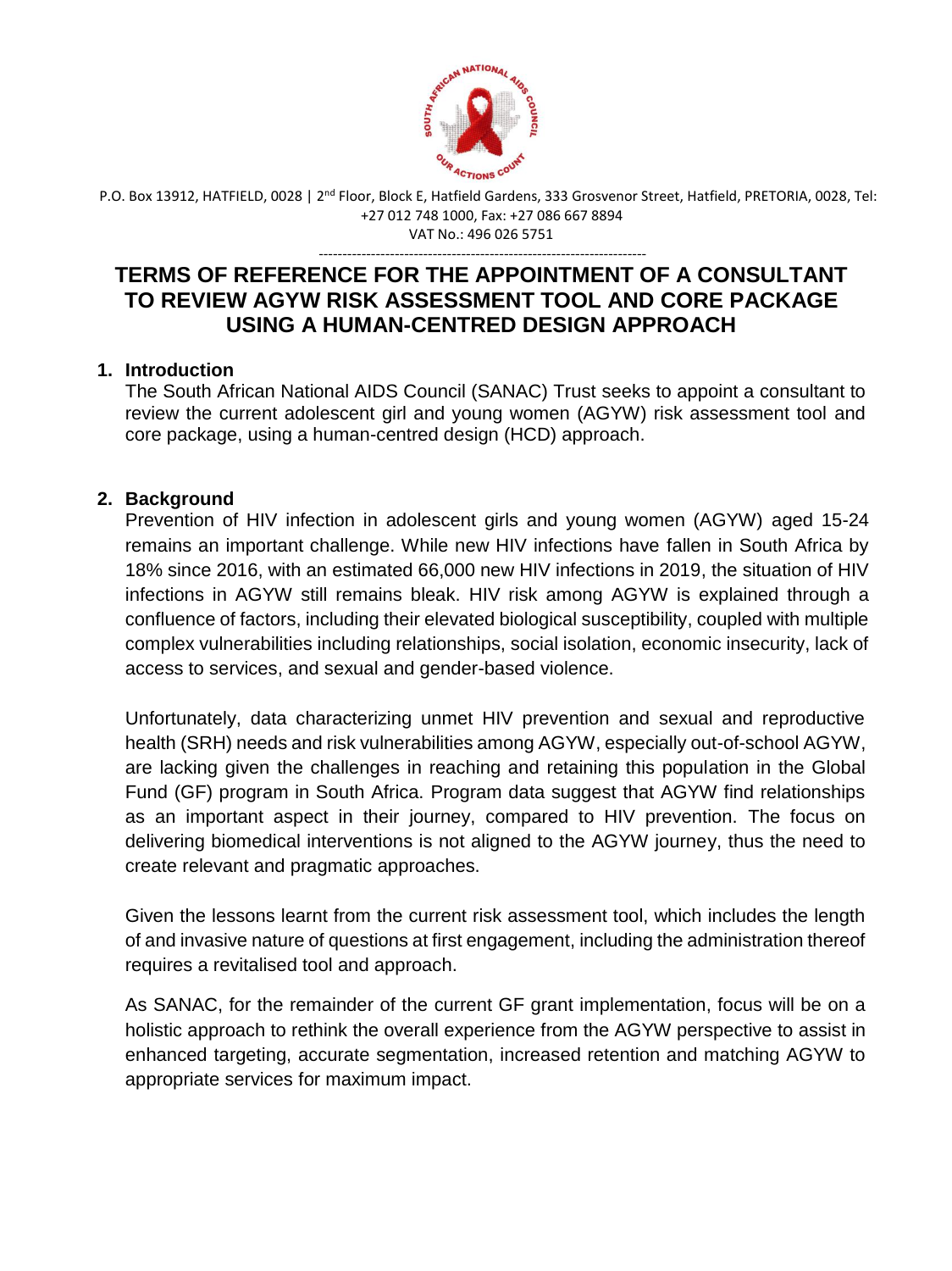P.O. Box 13912, HATFIELD, 0028 | 2nd Floor, Block E, Hatfield Gardens, 333 Grosvenor Street, Hatfield, PRETORIA, 0028, Tel: +27 012 748 1000, Fax: +27 086 667 8894
VAT No.: 496 026 5751

# TERMS OF REFERENCE FOR THE APPOINTMENT OF A CONSULTANT TO REVIEW AGYW RISK ASSESSMENT TOOL AND CORE PACKAGE USING A HUMAN-CENTRED DESIGN APPROACH

## 1. Introduction

The South African National AIDS Council (SANAC) Trust seeks to appoint a consultant to review the current adolescent girl and young women (AGYW) risk assessment tool and core package, using a human-centred design (HCD) approach.

## 2. Background

Prevention of HIV infection in adolescent girls and young women (AGYW) aged 15-24 remains an important challenge. While new HIV infections have fallen in South Africa by 18% since 2016, with an estimated 66,000 new HIV infections in 2019, the situation of HIV infections in AGYW still remains bleak. HIV risk among AGYW is explained through a confluence of factors, including their elevated biological susceptibility, coupled with multiple complex vulnerabilities including relationships, social isolation, economic insecurity, lack of access to services, and sexual and gender-based violence.

Unfortunately, data characterizing unmet HIV prevention and sexual and reproductive health (SRH) needs and risk vulnerabilities among AGYW, especially out-of-school AGYW, are lacking given the challenges in reaching and retaining this population in the Global Fund (GF) program in South Africa. Program data suggest that AGYW find relationships as an important aspect in their journey, compared to HIV prevention. The focus on delivering biomedical interventions is not aligned to the AGYW journey, thus the need to create relevant and pragmatic approaches.

Given the lessons learnt from the current risk assessment tool, which includes the length of and invasive nature of questions at first engagement, including the administration thereof requires a revitalised tool and approach.

As SANAC, for the remainder of the current GF grant implementation, focus will be on a holistic approach to rethink the overall experience from the AGYW perspective to assist in enhanced targeting, accurate segmentation, increased retention and matching AGYW to appropriate services for maximum impact.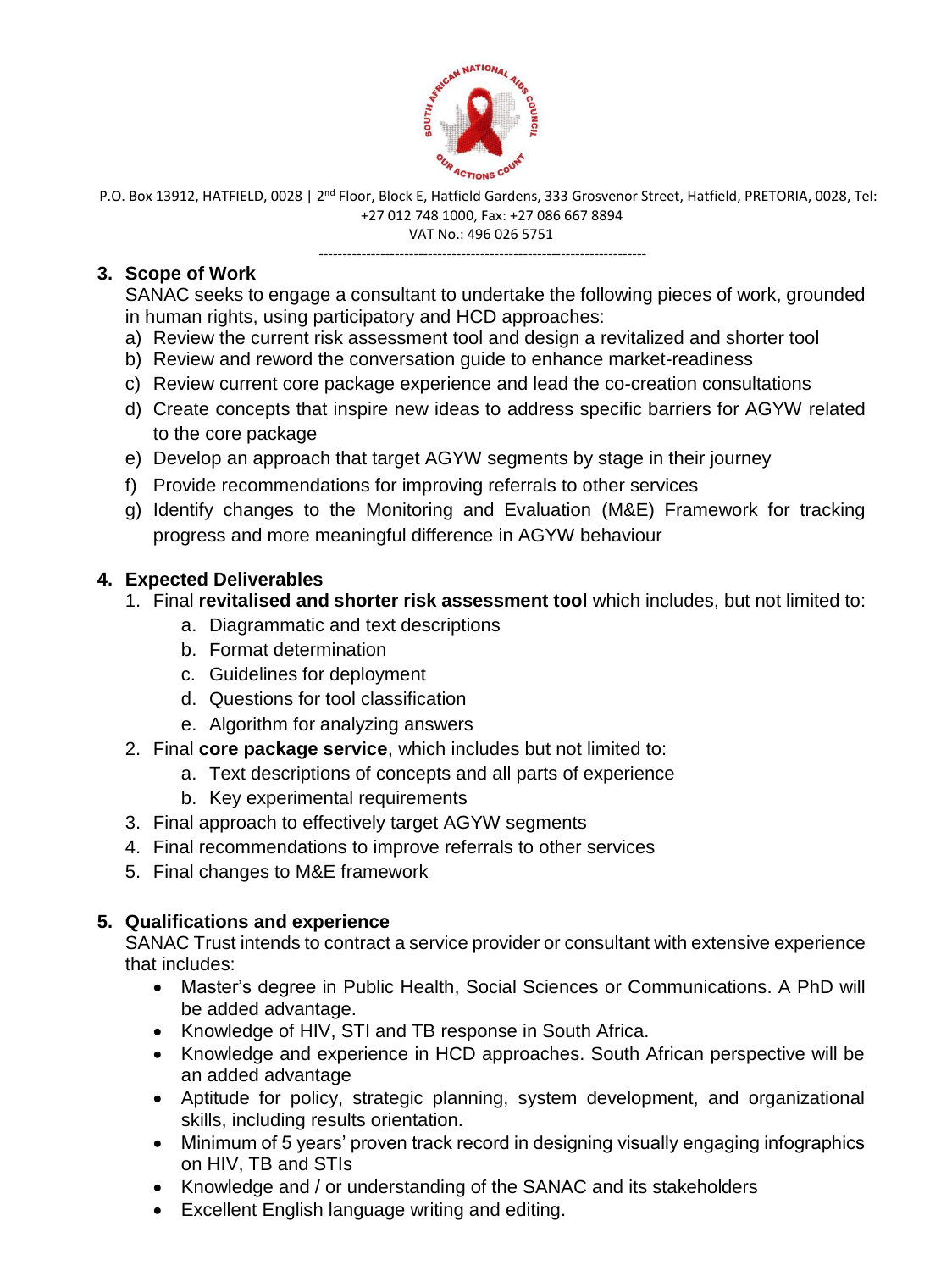P.O. Box 13912, HATFIELD, 0028 | 2nd Floor, Block E, Hatfield Gardens, 333 Grosvenor Street, Hatfield, PRETORIA, 0028, Tel: +27 012 748 1000, Fax: +27 086 667 8894
VAT No.: 496 026 5751

---

## 3. Scope of Work

SANAC seeks to engage a consultant to undertake the following pieces of work, grounded in human rights, using participatory and HCD approaches:

a) Review the current risk assessment tool and design a revitalized and shorter tool
b) Review and reword the conversation guide to enhance market-readiness
c) Review current core package experience and lead the co-creation consultations
d) Create concepts that inspire new ideas to address specific barriers for AGYW related to the core package
e) Develop an approach that target AGYW segments by stage in their journey
f) Provide recommendations for improving referrals to other services
g) Identify changes to the Monitoring and Evaluation (M&E) Framework for tracking progress and more meaningful difference in AGYW behaviour

## 4. Expected Deliverables

1. Final **revitalised and shorter risk assessment tool** which includes, but not limited to:
    a. Diagrammatic and text descriptions
    b. Format determination
    c. Guidelines for deployment
    d. Questions for tool classification
    e. Algorithm for analyzing answers
2. Final **core package service**, which includes but not limited to:
    a. Text descriptions of concepts and all parts of experience
    b. Key experimental requirements
3. Final approach to effectively target AGYW segments
4. Final recommendations to improve referrals to other services
5. Final changes to M&E framework

## 5. Qualifications and experience

SANAC Trust intends to contract a service provider or consultant with extensive experience that includes:

- Master's degree in Public Health, Social Sciences or Communications. A PhD will be added advantage.
- Knowledge of HIV, STI and TB response in South Africa.
- Knowledge and experience in HCD approaches. South African perspective will be an added advantage
- Aptitude for policy, strategic planning, system development, and organizational skills, including results orientation.
- Minimum of 5 years' proven track record in designing visually engaging infographics on HIV, TB and STIs
- Knowledge and / or understanding of the SANAC and its stakeholders
- Excellent English language writing and editing.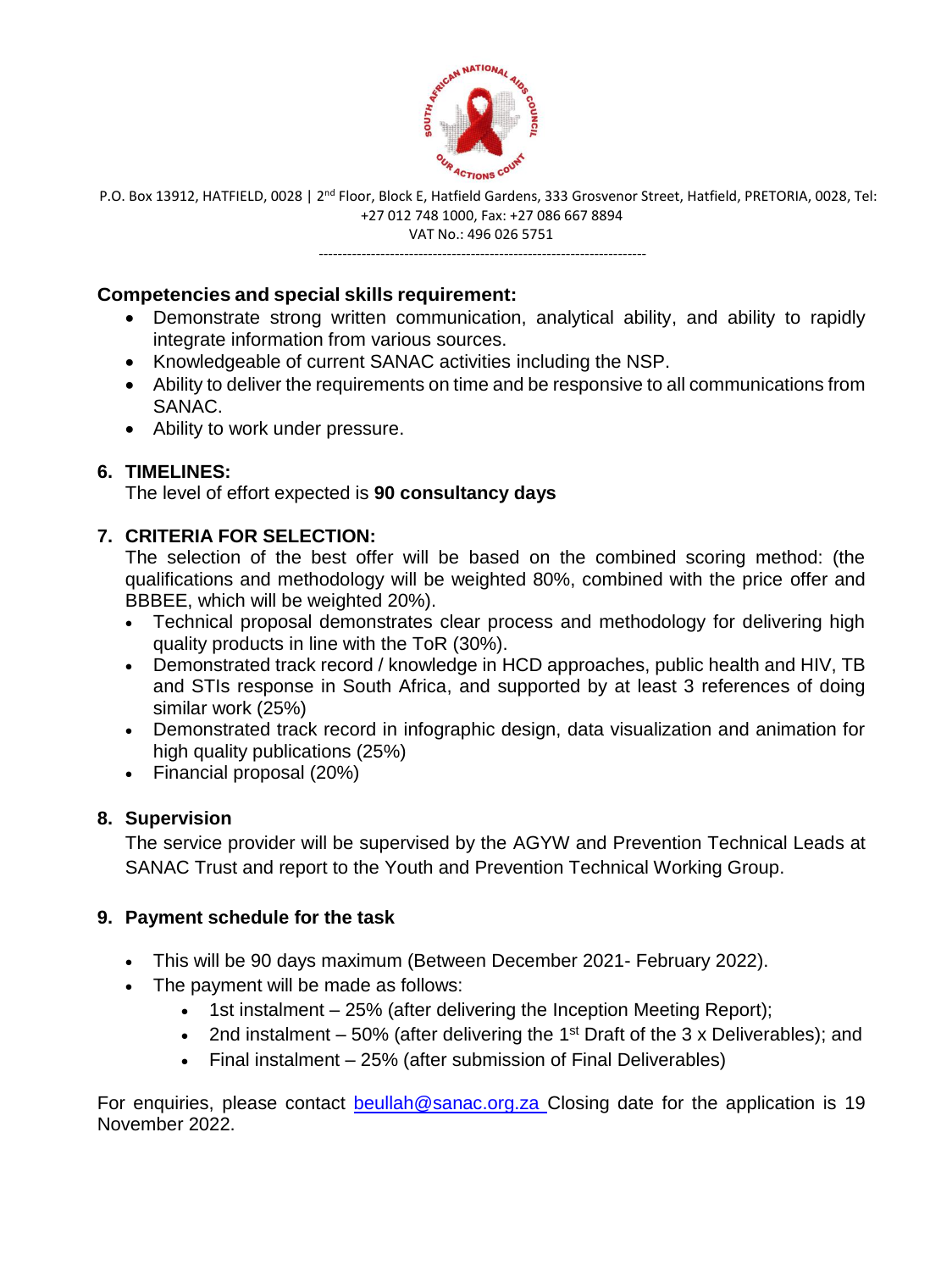Competencies and special skills requirement:

- Demonstrate strong written communication, analytical ability, and ability to rapidly integrate information from various sources.
- Knowledgeable of current SANAC activities including the NSP.
- Ability to deliver the requirements on time and be responsive to all communications from SANAC.
- Ability to work under pressure.

## 6. TIMELINES:

The level of effort expected is **90 consultancy days**

## 7. CRITERIA FOR SELECTION:

The selection of the best offer will be based on the combined scoring method: (the qualifications and methodology will be weighted 80%, combined with the price offer and BBBEE, which will be weighted 20%).

- Technical proposal demonstrates clear process and methodology for delivering high quality products in line with the ToR (30%).
- Demonstrated track record / knowledge in HCD approaches, public health and HIV, TB and STIs response in South Africa, and supported by at least 3 references of doing similar work (25%)
- Demonstrated track record in infographic design, data visualization and animation for high quality publications (25%)
- Financial proposal (20%)

## 8. Supervision

The service provider will be supervised by the AGYW and Prevention Technical Leads at SANAC Trust and report to the Youth and Prevention Technical Working Group.

## 9. Payment schedule for the task

- This will be 90 days maximum (Between December 2021- February 2022).
- The payment will be made as follows:
  - 1st instalment – 25% (after delivering the Inception Meeting Report);
  - 2nd instalment – 50% (after delivering the 1st Draft of the 3 x Deliverables); and
  - Final instalment – 25% (after submission of Final Deliverables)

For enquiries, please contact beullah@sanac.org.za Closing date for the application is 19 November 2022.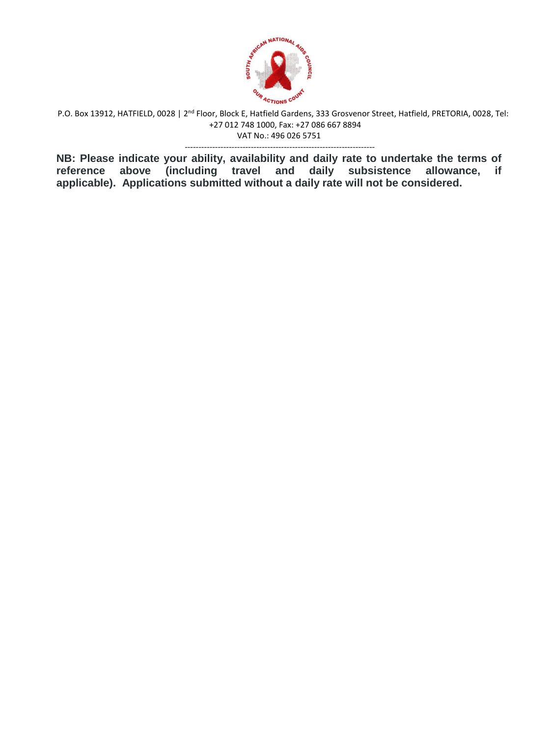P.O. Box 13912, HATFIELD, 0028 | 2nd Floor, Block E, Hatfield Gardens, 333 Grosvenor Street, Hatfield, PRETORIA, 0028, Tel: +27 012 748 1000, Fax: +27 086 667 8894

VAT No.: 496 026 5751

---

**NB: Please indicate your ability, availability and daily rate to undertake the terms of reference above (including travel and daily subsistence allowance, if applicable). Applications submitted without a daily rate will not be considered.**